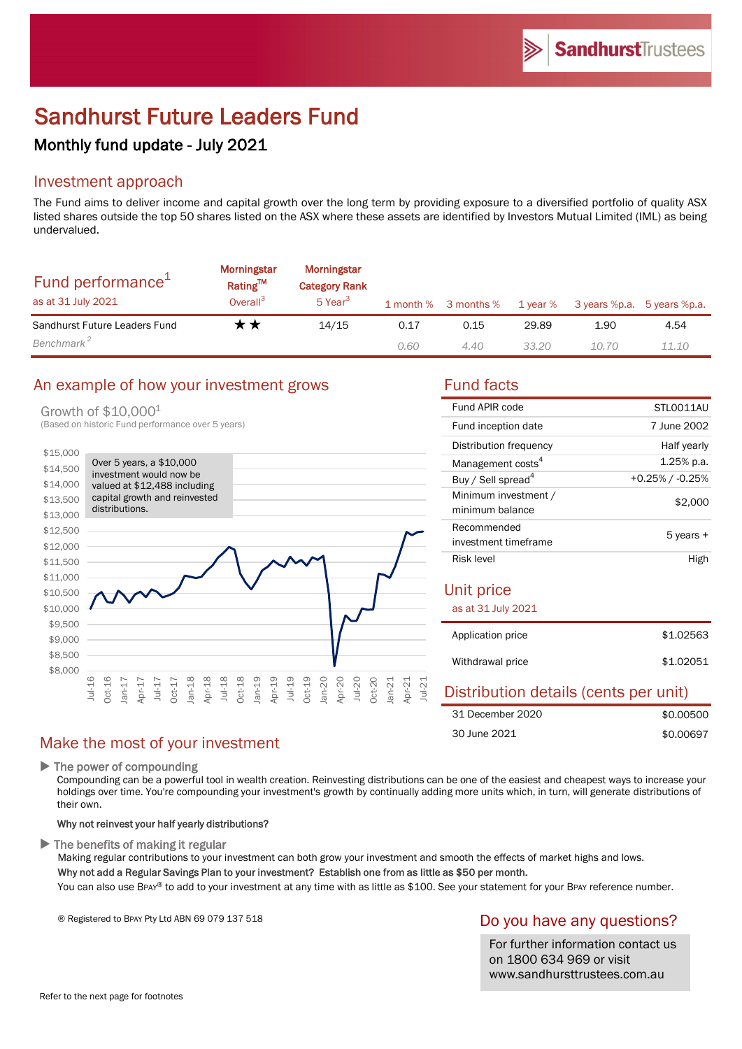# Sandhurst Future Leaders Fund

## Monthly fund update - July 2021

## Investment approach

The Fund aims to deliver income and capital growth over the long term by providing exposure to a diversified portfolio of quality ASX listed shares outside the top 50 shares listed on the ASX where these assets are identified by Investors Mutual Limited (IML) as being undervalued.

## Fund performance[1]

as at 31 July 2021

| | Morningstar Rating™ Overall[3] | Morningstar Category Rank 5 Year[3] | 1 month % | 3 months % | 1 year % | 3 years %p.a. | 5 years %p.a. |
|---|---|---|---|---|---|---|---|
| Sandhurst Future Leaders Fund | ★★ | 14/15 | 0.17 | 0.15 | 29.89 | 1.90 | 4.54 |
| *Benchmark[2]* | | | *0.60* | *4.40* | *33.20* | *10.70* | *11.10* |

## An example of how your investment grows

Growth of $10,000[1]

(Based on historic Fund performance over 5 years)

Over 5 years, a $10,000 investment would now be valued at $12,488 including capital growth and reinvested distributions.

## Fund facts

| | |
|---|---|
| Fund APIR code | STL0011AU |
| Fund inception date | 7 June 2002 |
| Distribution frequency | Half yearly |
| Management costs[4] | 1.25% p.a. |
| Buy / Sell spread[4] | +0.25% / -0.25% |
| Minimum investment / minimum balance | $2,000 |
| Recommended investment timeframe | 5 years + |
| Risk level | High |

## Unit price

as at 31 July 2021

| | |
|---|---|
| Application price | $1.02563 |
| Withdrawal price | $1.02051 |

## Distribution details (cents per unit)

| | |
|---|---|
| 31 December 2020 | $0.00500 |
| 30 June 2021 | $0.00697 |

## Make the most of your investment

▶ **The power of compounding**

Compounding can be a powerful tool in wealth creation. Reinvesting distributions can be one of the easiest and cheapest ways to increase your holdings over time. You're compounding your investment's growth by continually adding more units which, in turn, will generate distributions of their own.

**Why not reinvest your half yearly distributions?**

▶ **The benefits of making it regular**

Making regular contributions to your investment can both grow your investment and smooth the effects of market highs and lows.

**Why not add a Regular Savings Plan to your investment? Establish one from as little as $50 per month.**

You can also use BPAY® to add to your investment at any time with as little as $100. See your statement for your BPAY reference number.

® Registered to BPAY Pty Ltd ABN 69 079 137 518

## Do you have any questions?

For further information contact us on 1800 634 969 or visit www.sandhursttrustees.com.au

Refer to the next page for footnotes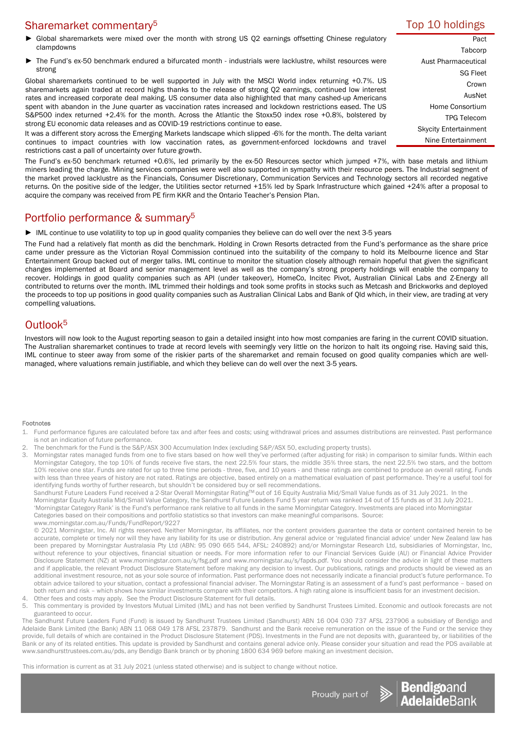## Sharemarket commentary[5]

- ► Global sharemarkets were mixed over the month with strong US Q2 earnings offsetting Chinese regulatory clampdowns
- ► The Fund's ex-50 benchmark endured a bifurcated month - industrials were lacklustre, whilst resources were strong

Global sharemarkets continued to be well supported in July with the MSCI World index returning +0.7%. US sharemarkets again traded at record highs thanks to the release of strong Q2 earnings, continued low interest rates and increased corporate deal making. US consumer data also highlighted that many cashed-up Americans spent with abandon in the June quarter as vaccination rates increased and lockdown restrictions eased. The US S&P500 index returned +2.4% for the month. Across the Atlantic the Stoxx50 index rose +0.8%, bolstered by strong EU economic data releases and as COVID-19 restrictions continue to ease.

It was a different story across the Emerging Markets landscape which slipped -6% for the month. The delta variant continues to impact countries with low vaccination rates, as government-enforced lockdowns and travel restrictions cast a pall of uncertainty over future growth.

The Fund's ex-50 benchmark returned +0.6%, led primarily by the ex-50 Resources sector which jumped +7%, with base metals and lithium miners leading the charge. Mining services companies were well also supported in sympathy with their resource peers. The Industrial segment of the market proved lacklustre as the Financials, Consumer Discretionary, Communication Services and Technology sectors all recorded negative returns. On the positive side of the ledger, the Utilities sector returned +15% led by Spark Infrastructure which gained +24% after a proposal to acquire the company was received from PE firm KKR and the Ontario Teacher's Pension Plan.

## Top 10 holdings

- Pact
- Tabcorp
- Aust Pharmaceutical
- SG Fleet
- Crown
- AusNet
- Home Consortium
- TPG Telecom
- Skycity Entertainment
- Nine Entertainment

## Portfolio performance & summary[5]

- ► IML continue to use volatility to top up in good quality companies they believe can do well over the next 3-5 years

The Fund had a relatively flat month as did the benchmark. Holding in Crown Resorts detracted from the Fund's performance as the share price came under pressure as the Victorian Royal Commission continued into the suitability of the company to hold its Melbourne licence and Star Entertainment Group backed out of merger talks. IML continue to monitor the situation closely although remain hopeful that given the significant changes implemented at Board and senior management level as well as the company's strong property holdings will enable the company to recover. Holdings in good quality companies such as API (under takeover), HomeCo, Incitec Pivot, Australian Clinical Labs and Z-Energy all contributed to returns over the month. IML trimmed their holdings and took some profits in stocks such as Metcash and Brickworks and deployed the proceeds to top up positions in good quality companies such as Australian Clinical Labs and Bank of Qld which, in their view, are trading at very compelling valuations.

## Outlook[5]

Investors will now look to the August reporting season to gain a detailed insight into how most companies are faring in the current COVID situation. The Australian sharemarket continues to trade at record levels with seemingly very little on the horizon to halt its ongoing rise. Having said this, IML continue to steer away from some of the riskier parts of the sharemarket and remain focused on good quality companies which are well-managed, where valuations remain justifiable, and which they believe can do well over the next 3-5 years.

#### Footnotes

1. Fund performance figures are calculated before tax and after fees and costs; using withdrawal prices and assumes distributions are reinvested. Past performance is not an indication of future performance.
2. The benchmark for the Fund is the S&P/ASX 300 Accumulation Index (excluding S&P/ASX 50, excluding property trusts).
3. Morningstar rates managed funds from one to five stars based on how well they've performed (after adjusting for risk) in comparison to similar funds. Within each Morningstar Category, the top 10% of funds receive five stars, the next 22.5% four stars, the middle 35% three stars, the next 22.5% two stars, and the bottom 10% receive one star. Funds are rated for up to three time periods - three, five, and 10 years - and these ratings are combined to produce an overall rating. Funds with less than three years of history are not rated. Ratings are objective, based entirely on a mathematical evaluation of past performance. They're a useful tool for identifying funds worthy of further research, but shouldn't be considered buy or sell recommendations.
   Sandhurst Future Leaders Fund received a 2-Star Overall Morningstar Rating™ out of 16 Equity Australia Mid/Small Value funds as of 31 July 2021. In the Morningstar Equity Australia Mid/Small Value Category, the Sandhurst Future Leaders Fund 5 year return was ranked 14 out of 15 funds as of 31 July 2021. 'Morningstar Category Rank' is the Fund's performance rank relative to all funds in the same Morningstar Category. Investments are placed into Morningstar Categories based on their compositions and portfolio statistics so that investors can make meaningful comparisons. Source: www.morningstar.com.au/Funds/FundReport/9227
   © 2021 Morningstar, Inc. All rights reserved. Neither Morningstar, its affiliates, nor the content providers guarantee the data or content contained herein to be accurate, complete or timely nor will they have any liability for its use or distribution. Any general advice or 'regulated financial advice' under New Zealand law has been prepared by Morningstar Australasia Pty Ltd (ABN: 95 090 665 544, AFSL: 240892) and/or Morningstar Research Ltd, subsidiaries of Morningstar, Inc, without reference to your objectives, financial situation or needs. For more information refer to our Financial Services Guide (AU) or Financial Advice Provider Disclosure Statement (NZ) at www.morningstar.com.au/s/fsg.pdf and www.morningstar.au/s/fapds.pdf. You should consider the advice in light of these matters and if applicable, the relevant Product Disclosure Statement before making any decision to invest. Our publications, ratings and products should be viewed as an additional investment resource, not as your sole source of information. Past performance does not necessarily indicate a financial product's future performance. To obtain advice tailored to your situation, contact a professional financial adviser. The Morningstar Rating is an assessment of a fund's past performance – based on both return and risk – which shows how similar investments compare with their competitors. A high rating alone is insufficient basis for an investment decision.
4. Other fees and costs may apply. See the Product Disclosure Statement for full details.
5. This commentary is provided by Investors Mutual Limited (IML) and has not been verified by Sandhurst Trustees Limited. Economic and outlook forecasts are not guaranteed to occur.

The Sandhurst Future Leaders Fund (Fund) is issued by Sandhurst Trustees Limited (Sandhurst) ABN 16 004 030 737 AFSL 237906 a subsidiary of Bendigo and Adelaide Bank Limited (the Bank) ABN 11 068 049 178 AFSL 237879. Sandhurst and the Bank receive remuneration on the issue of the Fund or the service they provide, full details of which are contained in the Product Disclosure Statement (PDS). Investments in the Fund are not deposits with, guaranteed by, or liabilities of the Bank or any of its related entities. This update is provided by Sandhurst and contains general advice only. Please consider your situation and read the PDS available at www.sandhursttrustees.com.au/pds, any Bendigo Bank branch or by phoning 1800 634 969 before making an investment decision.

This information is current as at 31 July 2021 (unless stated otherwise) and is subject to change without notice.

Proudly part of Bendigo and Adelaide Bank